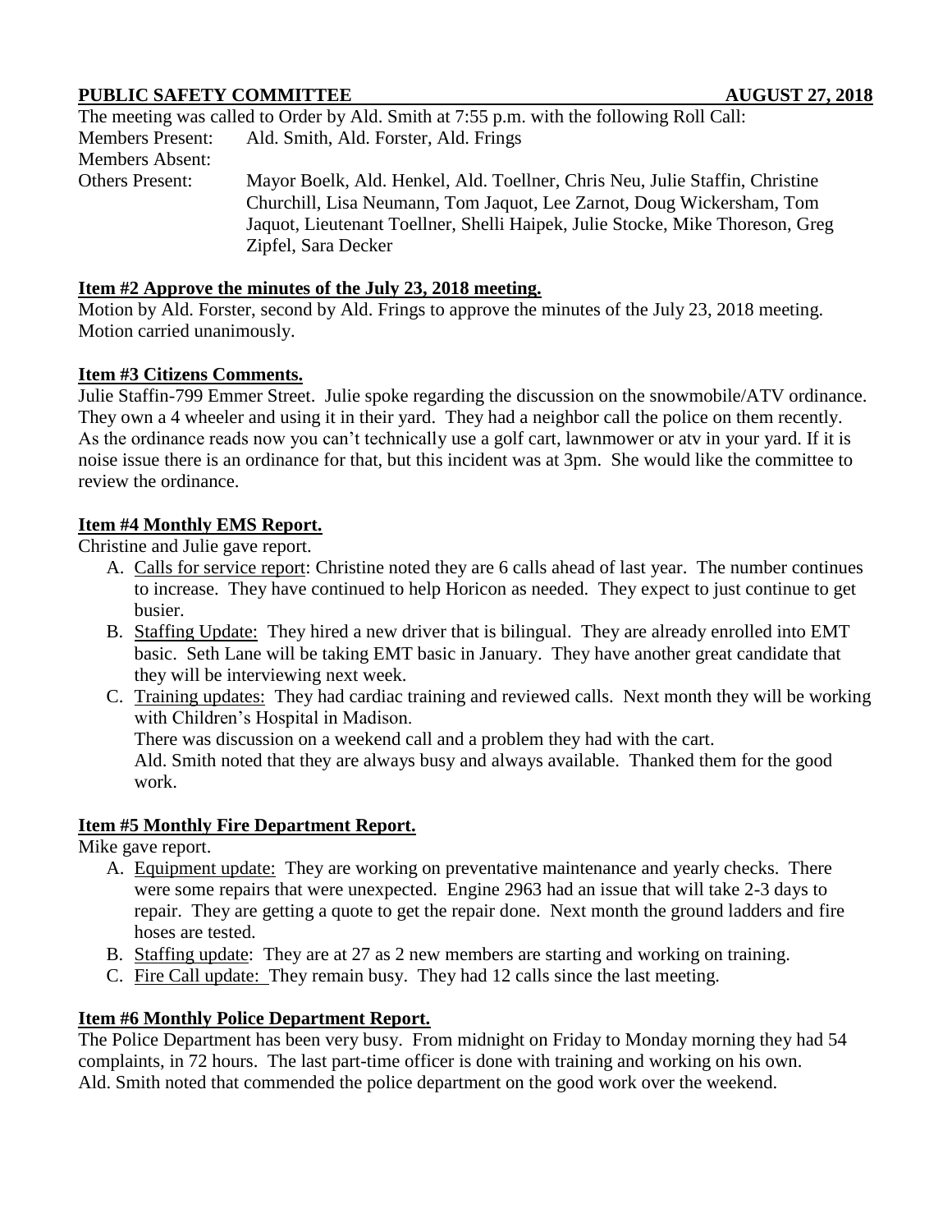**PUBLIC SAFETY COMMITTEE AUGUST 27, 2018**

The meeting was called to Order by Ald. Smith at 7:55 p.m. with the following Roll Call:

Members Present: Ald. Smith, Ald. Forster, Ald. Frings

Members Absent:

Others Present: Mayor Boelk, Ald. Henkel, Ald. Toellner, Chris Neu, Julie Staffin, Christine Churchill, Lisa Neumann, Tom Jaquot, Lee Zarnot, Doug Wickersham, Tom Jaquot, Lieutenant Toellner, Shelli Haipek, Julie Stocke, Mike Thoreson, Greg Zipfel, Sara Decker

**Item #2 Approve the minutes of the July 23, 2018 meeting.**

Motion by Ald. Forster, second by Ald. Frings to approve the minutes of the July 23, 2018 meeting. Motion carried unanimously.

**Item #3 Citizens Comments.**

Julie Staffin-799 Emmer Street. Julie spoke regarding the discussion on the snowmobile/ATV ordinance. They own a 4 wheeler and using it in their yard. They had a neighbor call the police on them recently. As the ordinance reads now you can't technically use a golf cart, lawnmower or atv in your yard. If it is noise issue there is an ordinance for that, but this incident was at 3pm. She would like the committee to review the ordinance.

**Item #4 Monthly EMS Report.**

Christine and Julie gave report.

A. Calls for service report: Christine noted they are 6 calls ahead of last year. The number continues to increase. They have continued to help Horicon as needed. They expect to just continue to get busier.
B. Staffing Update: They hired a new driver that is bilingual. They are already enrolled into EMT basic. Seth Lane will be taking EMT basic in January. They have another great candidate that they will be interviewing next week.
C. Training updates: They had cardiac training and reviewed calls. Next month they will be working with Children's Hospital in Madison.
   There was discussion on a weekend call and a problem they had with the cart.
   Ald. Smith noted that they are always busy and always available. Thanked them for the good work.

**Item #5 Monthly Fire Department Report.**

Mike gave report.

A. Equipment update: They are working on preventative maintenance and yearly checks. There were some repairs that were unexpected. Engine 2963 had an issue that will take 2-3 days to repair. They are getting a quote to get the repair done. Next month the ground ladders and fire hoses are tested.
B. Staffing update: They are at 27 as 2 new members are starting and working on training.
C. Fire Call update: They remain busy. They had 12 calls since the last meeting.

**Item #6 Monthly Police Department Report.**

The Police Department has been very busy. From midnight on Friday to Monday morning they had 54 complaints, in 72 hours. The last part-time officer is done with training and working on his own.
Ald. Smith noted that commended the police department on the good work over the weekend.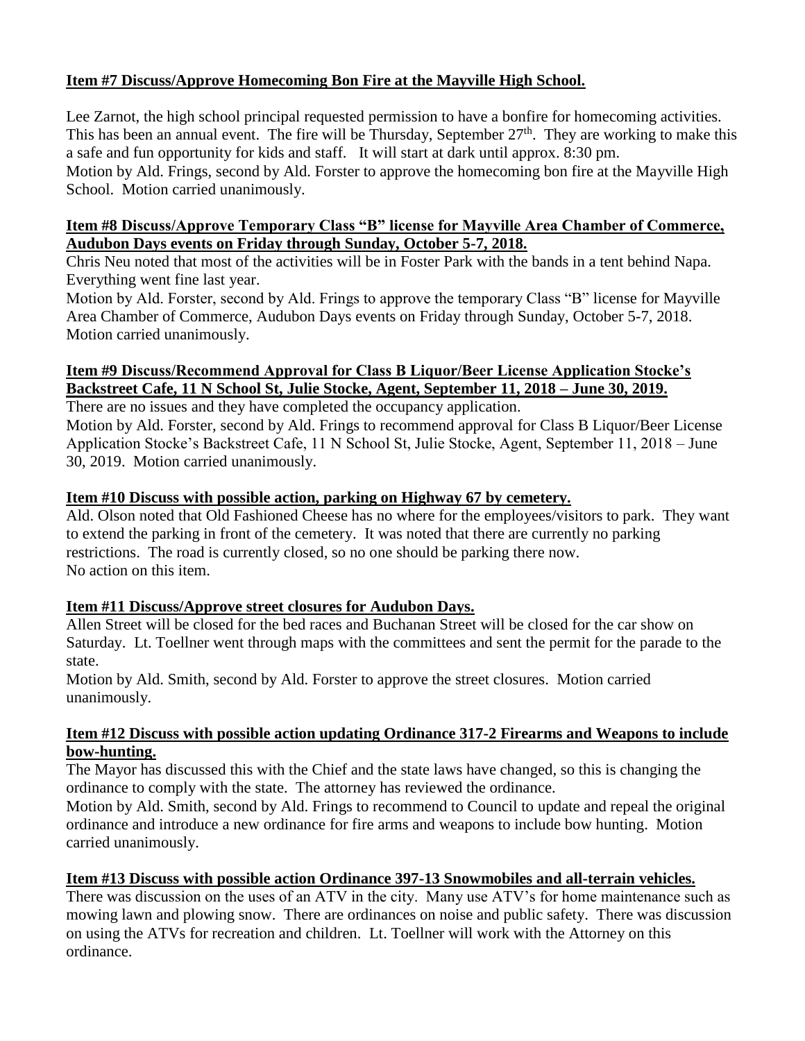**Item #7 Discuss/Approve Homecoming Bon Fire at the Mayville High School.**

Lee Zarnot, the high school principal requested permission to have a bonfire for homecoming activities. This has been an annual event. The fire will be Thursday, September 27th. They are working to make this a safe and fun opportunity for kids and staff. It will start at dark until approx. 8:30 pm.
Motion by Ald. Frings, second by Ald. Forster to approve the homecoming bon fire at the Mayville High School. Motion carried unanimously.

**Item #8 Discuss/Approve Temporary Class "B" license for Mayville Area Chamber of Commerce, Audubon Days events on Friday through Sunday, October 5-7, 2018.**

Chris Neu noted that most of the activities will be in Foster Park with the bands in a tent behind Napa. Everything went fine last year.
Motion by Ald. Forster, second by Ald. Frings to approve the temporary Class "B" license for Mayville Area Chamber of Commerce, Audubon Days events on Friday through Sunday, October 5-7, 2018. Motion carried unanimously.

**Item #9 Discuss/Recommend Approval for Class B Liquor/Beer License Application Stocke's Backstreet Cafe, 11 N School St, Julie Stocke, Agent, September 11, 2018 – June 30, 2019.**

There are no issues and they have completed the occupancy application.
Motion by Ald. Forster, second by Ald. Frings to recommend approval for Class B Liquor/Beer License Application Stocke's Backstreet Cafe, 11 N School St, Julie Stocke, Agent, September 11, 2018 – June 30, 2019. Motion carried unanimously.

**Item #10 Discuss with possible action, parking on Highway 67 by cemetery.**

Ald. Olson noted that Old Fashioned Cheese has no where for the employees/visitors to park. They want to extend the parking in front of the cemetery. It was noted that there are currently no parking restrictions. The road is currently closed, so no one should be parking there now.
No action on this item.

**Item #11 Discuss/Approve street closures for Audubon Days.**

Allen Street will be closed for the bed races and Buchanan Street will be closed for the car show on Saturday. Lt. Toellner went through maps with the committees and sent the permit for the parade to the state.
Motion by Ald. Smith, second by Ald. Forster to approve the street closures. Motion carried unanimously.

**Item #12 Discuss with possible action updating Ordinance 317-2 Firearms and Weapons to include bow-hunting.**

The Mayor has discussed this with the Chief and the state laws have changed, so this is changing the ordinance to comply with the state. The attorney has reviewed the ordinance.
Motion by Ald. Smith, second by Ald. Frings to recommend to Council to update and repeal the original ordinance and introduce a new ordinance for fire arms and weapons to include bow hunting. Motion carried unanimously.

**Item #13 Discuss with possible action Ordinance 397-13 Snowmobiles and all-terrain vehicles.**

There was discussion on the uses of an ATV in the city. Many use ATV's for home maintenance such as mowing lawn and plowing snow. There are ordinances on noise and public safety. There was discussion on using the ATVs for recreation and children. Lt. Toellner will work with the Attorney on this ordinance.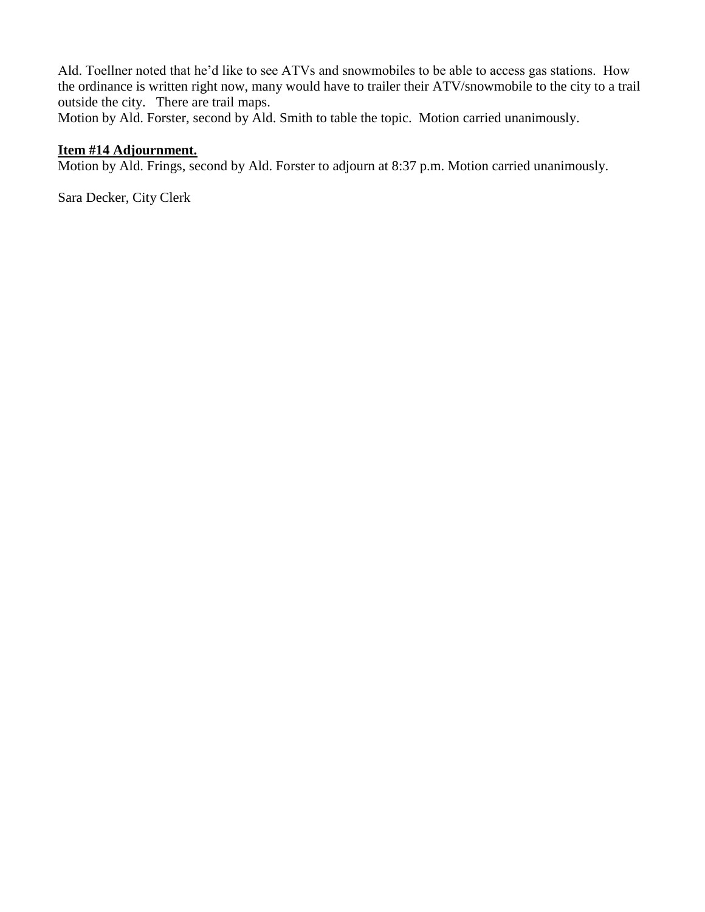Ald. Toellner noted that he'd like to see ATVs and snowmobiles to be able to access gas stations. How the ordinance is written right now, many would have to trailer their ATV/snowmobile to the city to a trail outside the city. There are trail maps.

Motion by Ald. Forster, second by Ald. Smith to table the topic. Motion carried unanimously.

**Item #14 Adjournment.**

Motion by Ald. Frings, second by Ald. Forster to adjourn at 8:37 p.m. Motion carried unanimously.

Sara Decker, City Clerk